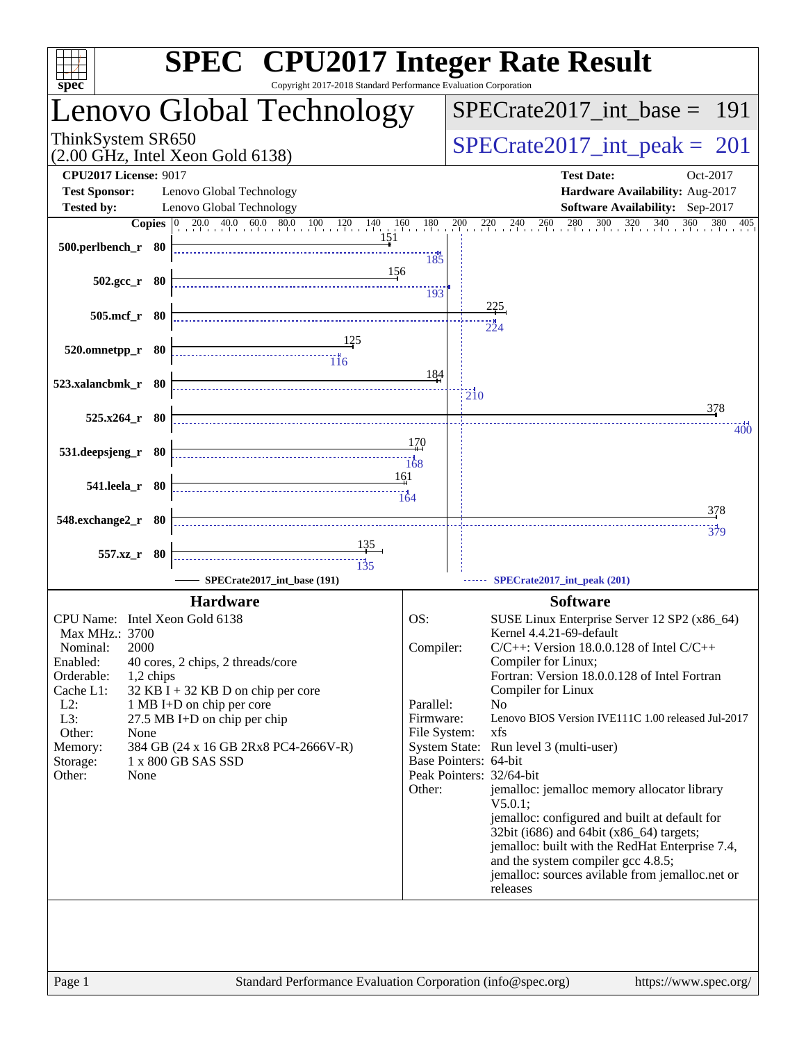# SPEC CPU2017 Integer Rate Result

Copyright 2017-2018 Standard Performance Evaluation Corporation

## Lenovo Global Technology

ThinkSystem SR650
(2.00 GHz, Intel Xeon Gold 6138)

SPECrate2017_int_base = 191

SPECrate2017_int_peak = 201

**CPU2017 License:** 9017
**Test Sponsor:** Lenovo Global Technology
**Tested by:** Lenovo Global Technology

**Test Date:** Oct-2017
**Hardware Availability:** Aug-2017
**Software Availability:** Sep-2017

| Benchmark | Copies | Base | Peak |
|---|---|---|---|
| 500.perlbench_r | 80 | 151 | 185 |
| 502.gcc_r | 80 | 156 | 193 |
| 505.mcf_r | 80 | 225 | 224 |
| 520.omnetpp_r | 80 | 125 | 116 |
| 523.xalancbmk_r | 80 | 184 | 210 |
| 525.x264_r | 80 | 378 | 400 |
| 531.deepsjeng_r | 80 | 170 | 168 |
| 541.leela_r | 80 | 161 | 164 |
| 548.exchange2_r | 80 | 378 | 379 |
| 557.xz_r | 80 | 135 | 135 |

SPECrate2017_int_base (191) — SPECrate2017_int_peak (201)

## Hardware

- CPU Name: Intel Xeon Gold 6138
- Max MHz.: 3700
- Nominal: 2000
- Enabled: 40 cores, 2 chips, 2 threads/core
- Orderable: 1,2 chips
- Cache L1: 32 KB I + 32 KB D on chip per core
- L2: 1 MB I+D on chip per core
- L3: 27.5 MB I+D on chip per chip
- Other: None
- Memory: 384 GB (24 x 16 GB 2Rx8 PC4-2666V-R)
- Storage: 1 x 800 GB SAS SSD
- Other: None

## Software

- OS: SUSE Linux Enterprise Server 12 SP2 (x86_64) Kernel 4.4.21-69-default
- Compiler: C/C++: Version 18.0.0.128 of Intel C/C++ Compiler for Linux; Fortran: Version 18.0.0.128 of Intel Fortran Compiler for Linux
- Parallel: No
- Firmware: Lenovo BIOS Version IVE111C 1.00 released Jul-2017
- File System: xfs
- System State: Run level 3 (multi-user)
- Base Pointers: 64-bit
- Peak Pointers: 32/64-bit
- Other: jemalloc: jemalloc memory allocator library V5.0.1; jemalloc: configured and built at default for 32bit (i686) and 64bit (x86_64) targets; jemalloc: built with the RedHat Enterprise 7.4, and the system compiler gcc 4.8.5; jemalloc: sources avilable from jemalloc.net or releases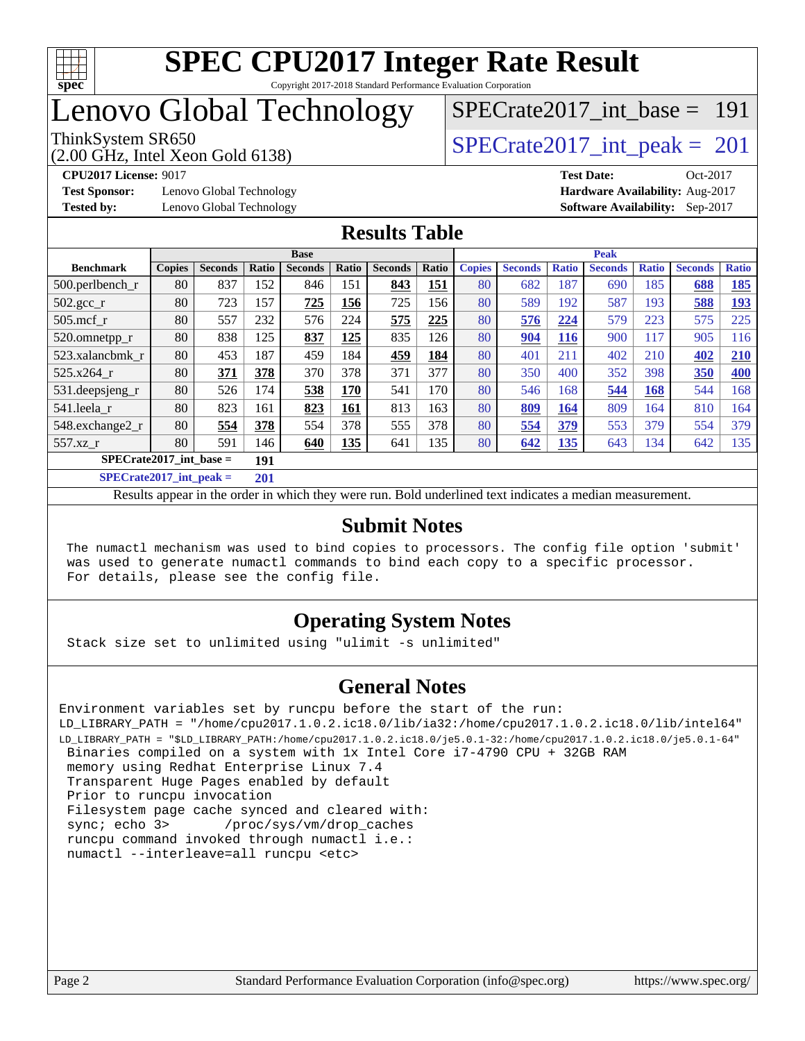# SPEC CPU2017 Integer Rate Result

Copyright 2017-2018 Standard Performance Evaluation Corporation

# Lenovo Global Technology

ThinkSystem SR650
(2.00 GHz, Intel Xeon Gold 6138)

SPECrate2017_int_base = 191

SPECrate2017_int_peak = 201

**CPU2017 License:** 9017
**Test Sponsor:** Lenovo Global Technology
**Tested by:** Lenovo Global Technology

**Test Date:** Oct-2017
**Hardware Availability:** Aug-2017
**Software Availability:** Sep-2017

## Results Table

| Benchmark | Base | | | | | | | Peak | | | | | | |
|---|---|---|---|---|---|---|---|---|---|---|---|---|---|---|
| | Copies | Seconds | Ratio | Seconds | Ratio | Seconds | Ratio | Copies | Seconds | Ratio | Seconds | Ratio | Seconds | Ratio |
| 500.perlbench_r | 80 | 837 | 152 | 846 | 151 | **843** | **151** | 80 | 682 | 187 | 690 | 185 | **688** | **185** |
| 502.gcc_r | 80 | 723 | 157 | **725** | **156** | 725 | 156 | 80 | 589 | 192 | 587 | 193 | **588** | **193** |
| 505.mcf_r | 80 | 557 | 232 | 576 | 224 | **575** | **225** | 80 | **576** | **224** | 579 | 223 | 575 | 225 |
| 520.omnetpp_r | 80 | 838 | 125 | **837** | **125** | 835 | 126 | 80 | **904** | **116** | 900 | 117 | 905 | 116 |
| 523.xalancbmk_r | 80 | 453 | 187 | 459 | 184 | **459** | **184** | 80 | 401 | 211 | 402 | 210 | **402** | **210** |
| 525.x264_r | 80 | **371** | **378** | 370 | 378 | 371 | 377 | 80 | 350 | 400 | 352 | 398 | **350** | **400** |
| 531.deepsjeng_r | 80 | 526 | 174 | **538** | **170** | 541 | 170 | 80 | 546 | 168 | **544** | **168** | 544 | 168 |
| 541.leela_r | 80 | 823 | 161 | **823** | **161** | 813 | 163 | 80 | **809** | **164** | 809 | 164 | 810 | 164 |
| 548.exchange2_r | 80 | **554** | **378** | 554 | 378 | 555 | 378 | 80 | **554** | **379** | 553 | 379 | 554 | 379 |
| 557.xz_r | 80 | 591 | 146 | **640** | **135** | 641 | 135 | 80 | **642** | **135** | 643 | 134 | 642 | 135 |

**SPECrate2017_int_base = 191**

**SPECrate2017_int_peak = 201**

Results appear in the order in which they were run. Bold underlined text indicates a median measurement.

## Submit Notes

```
The numactl mechanism was used to bind copies to processors. The config file option 'submit'
was used to generate numactl commands to bind each copy to a specific processor.
For details, please see the config file.
```

## Operating System Notes

```
Stack size set to unlimited using "ulimit -s unlimited"
```

## General Notes

```
Environment variables set by runcpu before the start of the run:
LD_LIBRARY_PATH = "/home/cpu2017.1.0.2.ic18.0/lib/ia32:/home/cpu2017.1.0.2.ic18.0/lib/intel64"
LD_LIBRARY_PATH = "$LD_LIBRARY_PATH:/home/cpu2017.1.0.2.ic18.0/je5.0.1-32:/home/cpu2017.1.0.2.ic18.0/je5.0.1-64"
 Binaries compiled on a system with 1x Intel Core i7-4790 CPU + 32GB RAM
 memory using Redhat Enterprise Linux 7.4
 Transparent Huge Pages enabled by default
 Prior to runcpu invocation
 Filesystem page cache synced and cleared with:
 sync; echo 3>       /proc/sys/vm/drop_caches
 runcpu command invoked through numactl i.e.:
 numactl --interleave=all runcpu <etc>
```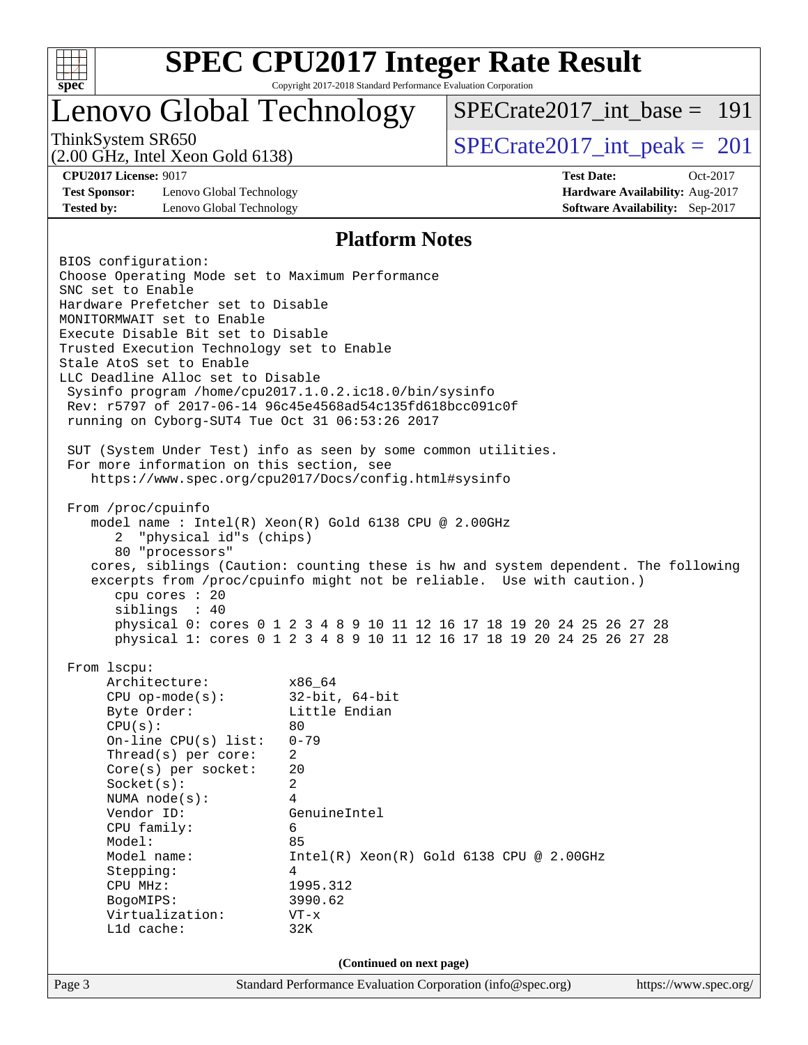# SPEC CPU2017 Integer Rate Result

Copyright 2017-2018 Standard Performance Evaluation Corporation

## Lenovo Global Technology

ThinkSystem SR650
(2.00 GHz, Intel Xeon Gold 6138)

SPECrate2017_int_base = 191

SPECrate2017_int_peak = 201

**CPU2017 License:** 9017
**Test Sponsor:** Lenovo Global Technology
**Tested by:** Lenovo Global Technology

**Test Date:** Oct-2017
**Hardware Availability:** Aug-2017
**Software Availability:** Sep-2017

## Platform Notes

```
BIOS configuration:
Choose Operating Mode set to Maximum Performance
SNC set to Enable
Hardware Prefetcher set to Disable
MONITORMWAIT set to Enable
Execute Disable Bit set to Disable
Trusted Execution Technology set to Enable
Stale AtoS set to Enable
LLC Deadline Alloc set to Disable
 Sysinfo program /home/cpu2017.1.0.2.ic18.0/bin/sysinfo
 Rev: r5797 of 2017-06-14 96c45e4568ad54c135fd618bcc091c0f
 running on Cyborg-SUT4 Tue Oct 31 06:53:26 2017

 SUT (System Under Test) info as seen by some common utilities.
 For more information on this section, see
    https://www.spec.org/cpu2017/Docs/config.html#sysinfo

 From /proc/cpuinfo
    model name : Intel(R) Xeon(R) Gold 6138 CPU @ 2.00GHz
       2  "physical id"s (chips)
       80 "processors"
    cores, siblings (Caution: counting these is hw and system dependent. The following
    excerpts from /proc/cpuinfo might not be reliable.  Use with caution.)
       cpu cores : 20
       siblings  : 40
       physical 0: cores 0 1 2 3 4 8 9 10 11 12 16 17 18 19 20 24 25 26 27 28
       physical 1: cores 0 1 2 3 4 8 9 10 11 12 16 17 18 19 20 24 25 26 27 28

 From lscpu:
      Architecture:          x86_64
      CPU op-mode(s):        32-bit, 64-bit
      Byte Order:            Little Endian
      CPU(s):                80
      On-line CPU(s) list:   0-79
      Thread(s) per core:    2
      Core(s) per socket:    20
      Socket(s):             2
      NUMA node(s):          4
      Vendor ID:             GenuineIntel
      CPU family:            6
      Model:                 85
      Model name:            Intel(R) Xeon(R) Gold 6138 CPU @ 2.00GHz
      Stepping:              4
      CPU MHz:               1995.312
      BogoMIPS:              3990.62
      Virtualization:        VT-x
      L1d cache:             32K
```

(Continued on next page)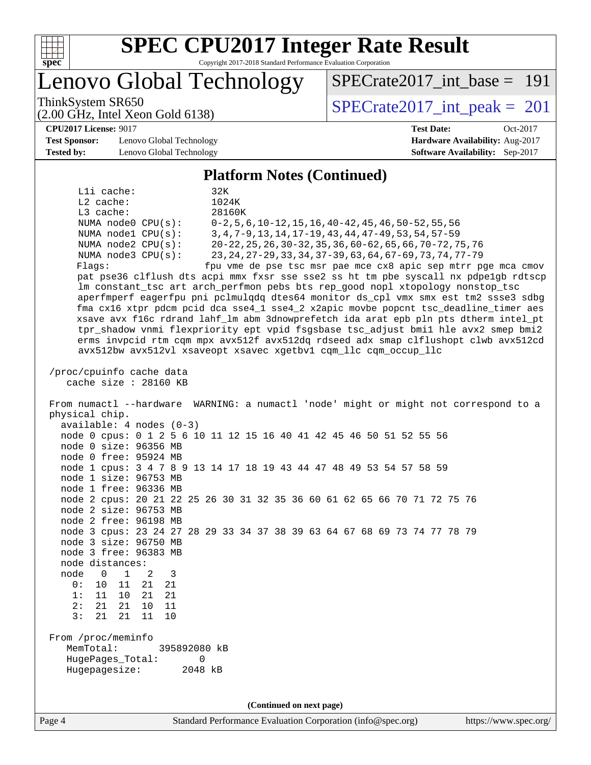# SPEC CPU2017 Integer Rate Result

Copyright 2017-2018 Standard Performance Evaluation Corporation

## Lenovo Global Technology

ThinkSystem SR650
(2.00 GHz, Intel Xeon Gold 6138)

SPECrate2017_int_base = 191

SPECrate2017_int_peak = 201

**CPU2017 License:** 9017
**Test Sponsor:** Lenovo Global Technology
**Tested by:** Lenovo Global Technology

**Test Date:** Oct-2017
**Hardware Availability:** Aug-2017
**Software Availability:** Sep-2017

### Platform Notes (Continued)

```
     L1i cache:             32K
     L2 cache:              1024K
     L3 cache:              28160K
     NUMA node0 CPU(s):     0-2,5,6,10-12,15,16,40-42,45,46,50-52,55,56
     NUMA node1 CPU(s):     3,4,7-9,13,14,17-19,43,44,47-49,53,54,57-59
     NUMA node2 CPU(s):     20-22,25,26,30-32,35,36,60-62,65,66,70-72,75,76
     NUMA node3 CPU(s):     23,24,27-29,33,34,37-39,63,64,67-69,73,74,77-79
     Flags:                fpu vme de pse tsc msr pae mce cx8 apic sep mtrr pge mca cmov
     pat pse36 clflush dts acpi mmx fxsr sse sse2 ss ht tm pbe syscall nx pdpe1gb rdtscp
     lm constant_tsc art arch_perfmon pebs bts rep_good nopl xtopology nonstop_tsc
     aperfmperf eagerfpu pni pclmulqdq dtes64 monitor ds_cpl vmx smx est tm2 ssse3 sdbg
     fma cx16 xtpr pdcm pcid dca sse4_1 sse4_2 x2apic movbe popcnt tsc_deadline_timer aes
     xsave avx f16c rdrand lahf_lm abm 3dnowprefetch ida arat epb pln pts dtherm intel_pt
     tpr_shadow vnmi flexpriority ept vpid fsgsbase tsc_adjust bmi1 hle avx2 smep bmi2
     erms invpcid rtm cqm mpx avx512f avx512dq rdseed adx smap clflushopt clwb avx512cd
     avx512bw avx512vl xsaveopt xsavec xgetbv1 cqm_llc cqm_occup_llc

 /proc/cpuinfo cache data
    cache size : 28160 KB

 From numactl --hardware  WARNING: a numactl 'node' might or might not correspond to a
 physical chip.
   available: 4 nodes (0-3)
   node 0 cpus: 0 1 2 5 6 10 11 12 15 16 40 41 42 45 46 50 51 52 55 56
   node 0 size: 96356 MB
   node 0 free: 95924 MB
   node 1 cpus: 3 4 7 8 9 13 14 17 18 19 43 44 47 48 49 53 54 57 58 59
   node 1 size: 96753 MB
   node 1 free: 96336 MB
   node 2 cpus: 20 21 22 25 26 30 31 32 35 36 60 61 62 65 66 70 71 72 75 76
   node 2 size: 96753 MB
   node 2 free: 96198 MB
   node 3 cpus: 23 24 27 28 29 33 34 37 38 39 63 64 67 68 69 73 74 77 78 79
   node 3 size: 96750 MB
   node 3 free: 96383 MB
   node distances:
   node   0   1   2   3
     0:  10  11  21  21
     1:  11  10  21  21
     2:  21  21  10  11
     3:  21  21  11  10

 From /proc/meminfo
    MemTotal:       395892080 kB
    HugePages_Total:       0
    Hugepagesize:       2048 kB
```

**(Continued on next page)**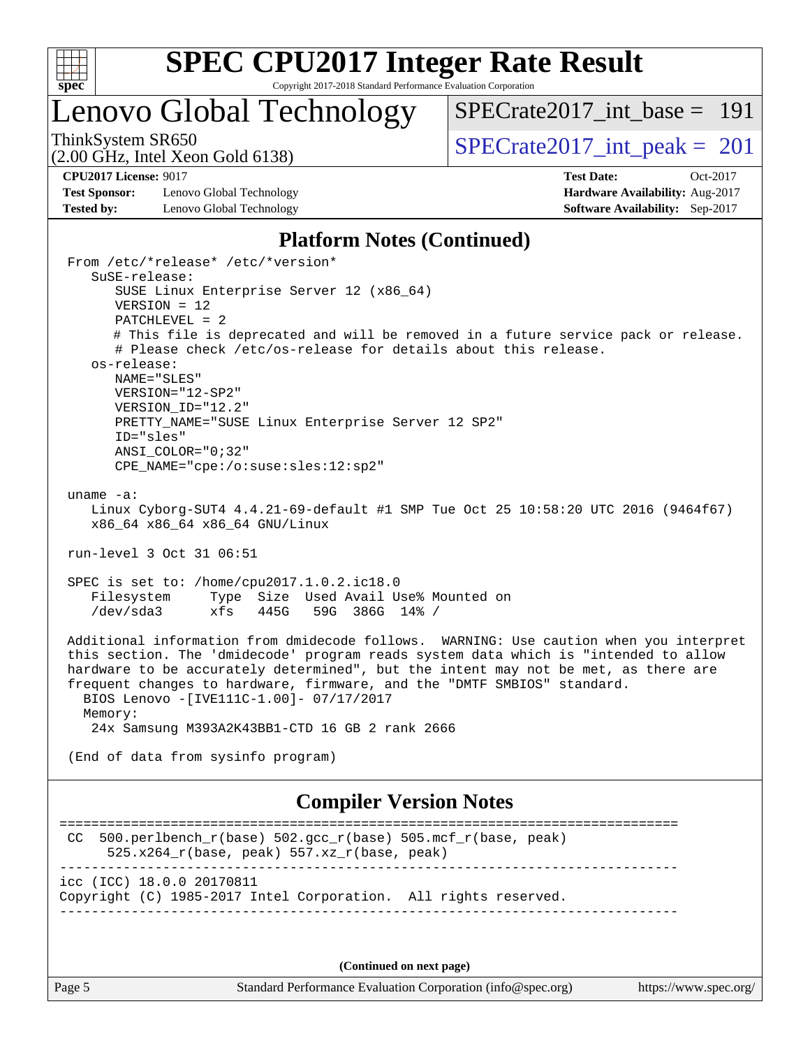## Platform Notes (Continued)

```
From /etc/*release* /etc/*version*
   SuSE-release:
      SUSE Linux Enterprise Server 12 (x86_64)
      VERSION = 12
      PATCHLEVEL = 2
      # This file is deprecated and will be removed in a future service pack or release.
      # Please check /etc/os-release for details about this release.
   os-release:
      NAME="SLES"
      VERSION="12-SP2"
      VERSION_ID="12.2"
      PRETTY_NAME="SUSE Linux Enterprise Server 12 SP2"
      ID="sles"
      ANSI_COLOR="0;32"
      CPE_NAME="cpe:/o:suse:sles:12:sp2"

uname -a:
   Linux Cyborg-SUT4 4.4.21-69-default #1 SMP Tue Oct 25 10:58:20 UTC 2016 (9464f67)
   x86_64 x86_64 x86_64 GNU/Linux

run-level 3 Oct 31 06:51

SPEC is set to: /home/cpu2017.1.0.2.ic18.0
   Filesystem     Type  Size  Used Avail Use% Mounted on
   /dev/sda3      xfs   445G   59G  386G  14% /

Additional information from dmidecode follows.  WARNING: Use caution when you interpret
this section. The 'dmidecode' program reads system data which is "intended to allow
hardware to be accurately determined", but the intent may not be met, as there are
frequent changes to hardware, firmware, and the "DMTF SMBIOS" standard.
  BIOS Lenovo -[IVE111C-1.00]- 07/17/2017
  Memory:
   24x Samsung M393A2K43BB1-CTD 16 GB 2 rank 2666

(End of data from sysinfo program)
```

## Compiler Version Notes

```
==============================================================================
 CC  500.perlbench_r(base) 502.gcc_r(base) 505.mcf_r(base, peak)
      525.x264_r(base, peak) 557.xz_r(base, peak)
------------------------------------------------------------------------------
icc (ICC) 18.0.0 20170811
Copyright (C) 1985-2017 Intel Corporation.  All rights reserved.
------------------------------------------------------------------------------
```

(Continued on next page)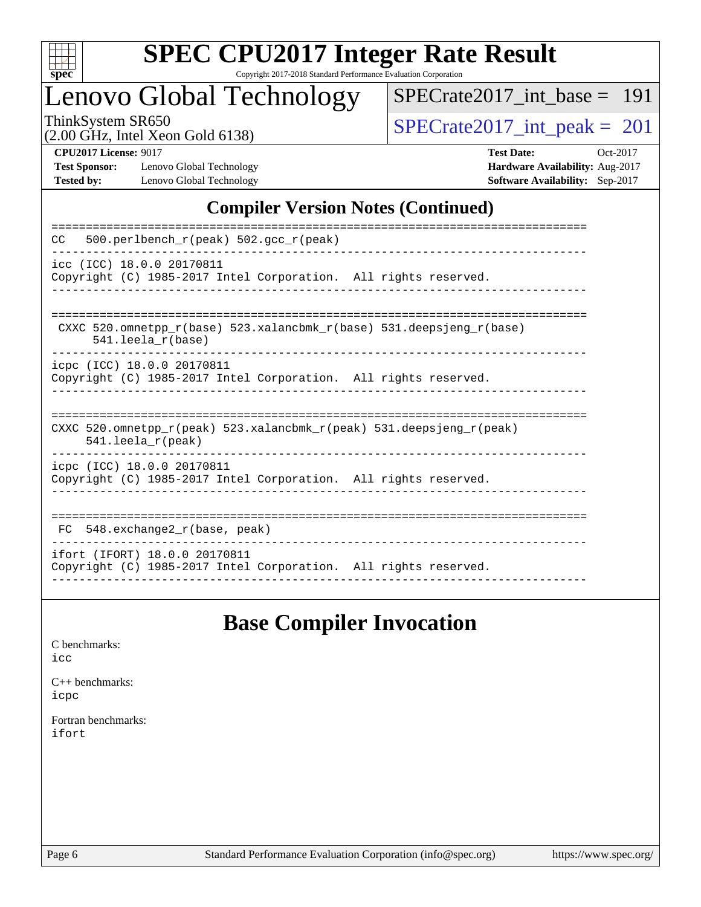## Compiler Version Notes (Continued)

```
==============================================================================
CC   500.perlbench_r(peak) 502.gcc_r(peak)
------------------------------------------------------------------------------
icc (ICC) 18.0.0 20170811
Copyright (C) 1985-2017 Intel Corporation.  All rights reserved.
------------------------------------------------------------------------------

==============================================================================
 CXXC 520.omnetpp_r(base) 523.xalancbmk_r(base) 531.deepsjeng_r(base)
      541.leela_r(base)
------------------------------------------------------------------------------
icpc (ICC) 18.0.0 20170811
Copyright (C) 1985-2017 Intel Corporation.  All rights reserved.
------------------------------------------------------------------------------

==============================================================================
CXXC 520.omnetpp_r(peak) 523.xalancbmk_r(peak) 531.deepsjeng_r(peak)
     541.leela_r(peak)
------------------------------------------------------------------------------
icpc (ICC) 18.0.0 20170811
Copyright (C) 1985-2017 Intel Corporation.  All rights reserved.
------------------------------------------------------------------------------

==============================================================================
 FC  548.exchange2_r(base, peak)
------------------------------------------------------------------------------
ifort (IFORT) 18.0.0 20170811
Copyright (C) 1985-2017 Intel Corporation.  All rights reserved.
------------------------------------------------------------------------------
```

## Base Compiler Invocation

C benchmarks:
icc

C++ benchmarks:
icpc

Fortran benchmarks:
ifort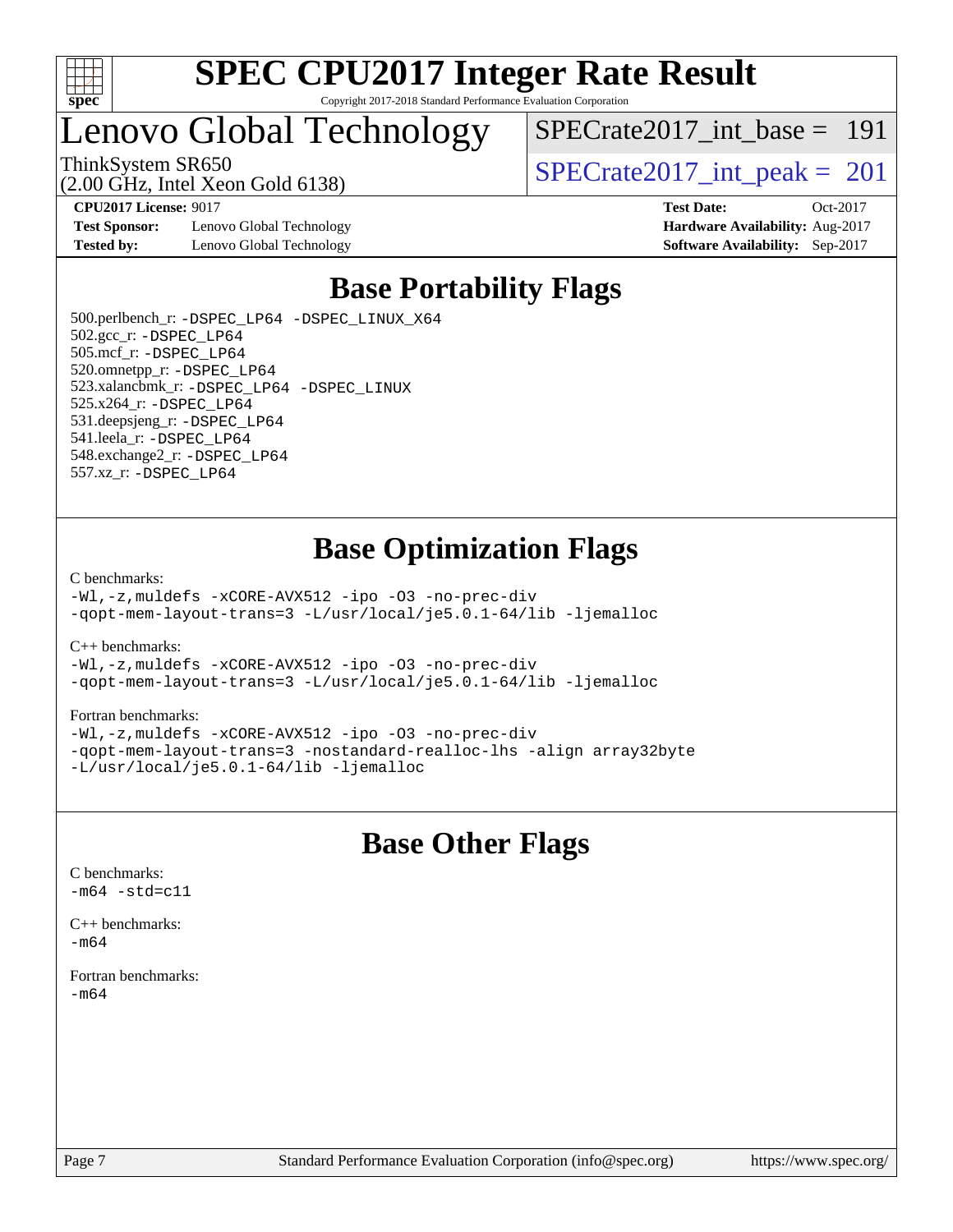# SPEC CPU2017 Integer Rate Result

Copyright 2017-2018 Standard Performance Evaluation Corporation

## Lenovo Global Technology

ThinkSystem SR650
(2.00 GHz, Intel Xeon Gold 6138)

SPECrate2017_int_base = 191

SPECrate2017_int_peak = 201

**CPU2017 License:** 9017
**Test Sponsor:** Lenovo Global Technology
**Tested by:** Lenovo Global Technology

**Test Date:** Oct-2017
**Hardware Availability:** Aug-2017
**Software Availability:** Sep-2017

## Base Portability Flags

500.perlbench_r: `-DSPEC_LP64 -DSPEC_LINUX_X64`
502.gcc_r: `-DSPEC_LP64`
505.mcf_r: `-DSPEC_LP64`
520.omnetpp_r: `-DSPEC_LP64`
523.xalancbmk_r: `-DSPEC_LP64 -DSPEC_LINUX`
525.x264_r: `-DSPEC_LP64`
531.deepsjeng_r: `-DSPEC_LP64`
541.leela_r: `-DSPEC_LP64`
548.exchange2_r: `-DSPEC_LP64`
557.xz_r: `-DSPEC_LP64`

## Base Optimization Flags

C benchmarks:
```
-Wl,-z,muldefs -xCORE-AVX512 -ipo -O3 -no-prec-div
-qopt-mem-layout-trans=3 -L/usr/local/je5.0.1-64/lib -ljemalloc
```

C++ benchmarks:
```
-Wl,-z,muldefs -xCORE-AVX512 -ipo -O3 -no-prec-div
-qopt-mem-layout-trans=3 -L/usr/local/je5.0.1-64/lib -ljemalloc
```

Fortran benchmarks:
```
-Wl,-z,muldefs -xCORE-AVX512 -ipo -O3 -no-prec-div
-qopt-mem-layout-trans=3 -nostandard-realloc-lhs -align array32byte
-L/usr/local/je5.0.1-64/lib -ljemalloc
```

## Base Other Flags

C benchmarks:
```
-m64 -std=c11
```

C++ benchmarks:
```
-m64
```

Fortran benchmarks:
```
-m64
```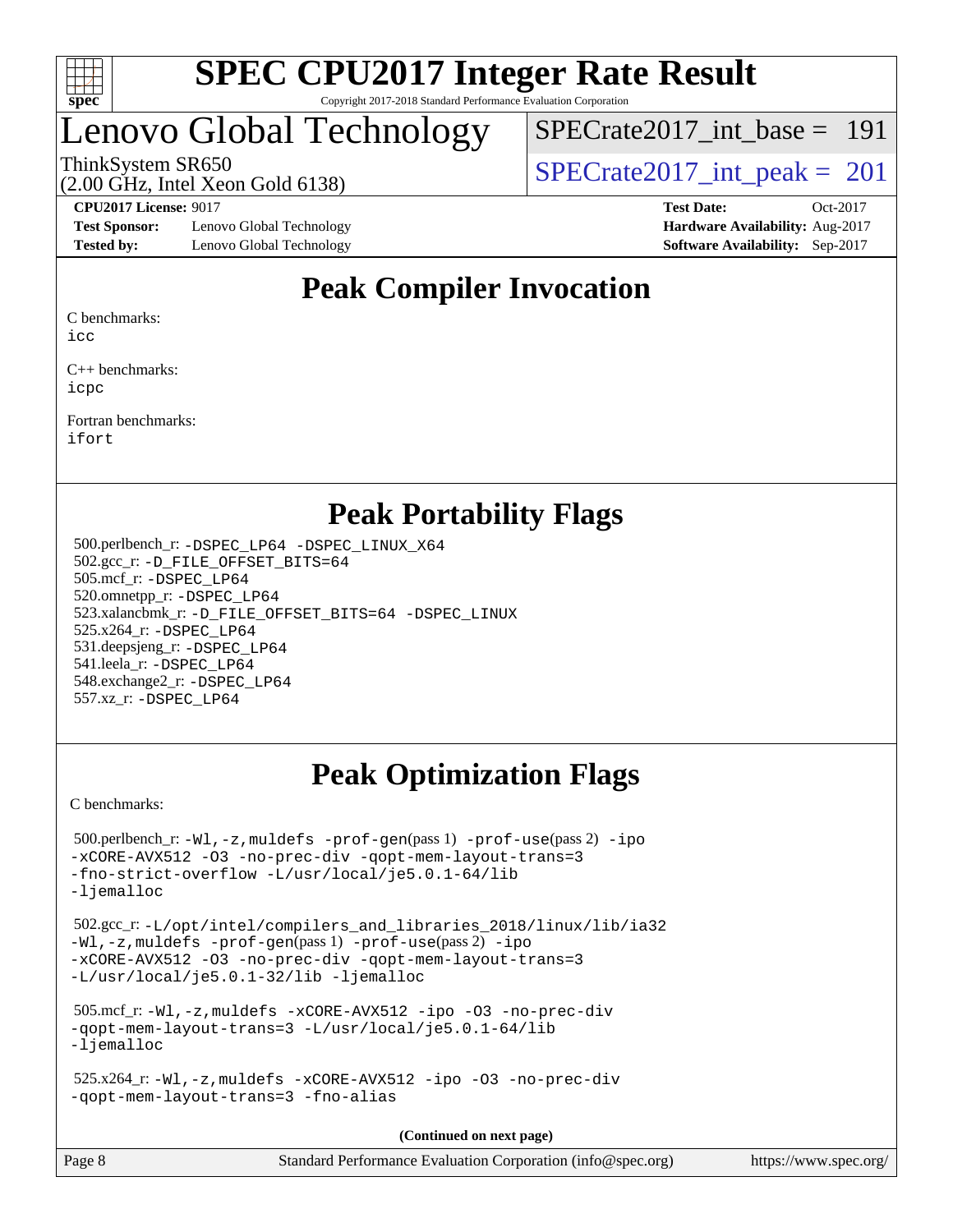# Lenovo Global Technology

ThinkSystem SR650
(2.00 GHz, Intel Xeon Gold 6138)

SPECrate2017_int_base = 191

SPECrate2017_int_peak = 201

**CPU2017 License:** 9017
**Test Sponsor:** Lenovo Global Technology
**Tested by:** Lenovo Global Technology

**Test Date:** Oct-2017
**Hardware Availability:** Aug-2017
**Software Availability:** Sep-2017

## Peak Compiler Invocation

C benchmarks:
icc

C++ benchmarks:
icpc

Fortran benchmarks:
ifort

## Peak Portability Flags

500.perlbench_r: -DSPEC_LP64 -DSPEC_LINUX_X64
502.gcc_r: -D_FILE_OFFSET_BITS=64
505.mcf_r: -DSPEC_LP64
520.omnetpp_r: -DSPEC_LP64
523.xalancbmk_r: -D_FILE_OFFSET_BITS=64 -DSPEC_LINUX
525.x264_r: -DSPEC_LP64
531.deepsjeng_r: -DSPEC_LP64
541.leela_r: -DSPEC_LP64
548.exchange2_r: -DSPEC_LP64
557.xz_r: -DSPEC_LP64

## Peak Optimization Flags

C benchmarks:

500.perlbench_r: -Wl,-z,muldefs -prof-gen(pass 1) -prof-use(pass 2) -ipo -xCORE-AVX512 -O3 -no-prec-div -qopt-mem-layout-trans=3 -fno-strict-overflow -L/usr/local/je5.0.1-64/lib -ljemalloc

502.gcc_r: -L/opt/intel/compilers_and_libraries_2018/linux/lib/ia32 -Wl,-z,muldefs -prof-gen(pass 1) -prof-use(pass 2) -ipo -xCORE-AVX512 -O3 -no-prec-div -qopt-mem-layout-trans=3 -L/usr/local/je5.0.1-32/lib -ljemalloc

505.mcf_r: -Wl,-z,muldefs -xCORE-AVX512 -ipo -O3 -no-prec-div -qopt-mem-layout-trans=3 -L/usr/local/je5.0.1-64/lib -ljemalloc

525.x264_r: -Wl,-z,muldefs -xCORE-AVX512 -ipo -O3 -no-prec-div -qopt-mem-layout-trans=3 -fno-alias

**(Continued on next page)**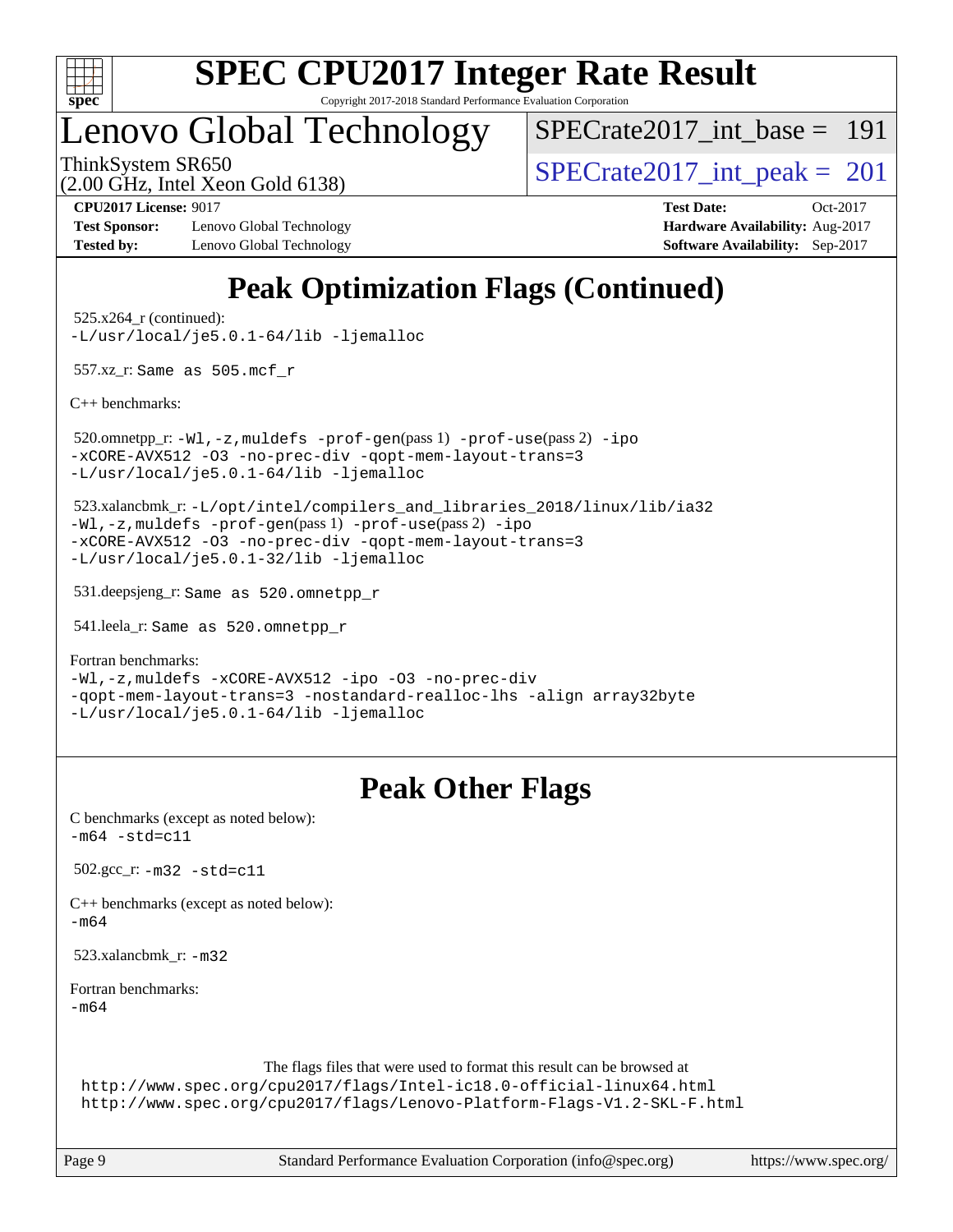# Peak Optimization Flags (Continued)

525.x264_r (continued):
```
-L/usr/local/je5.0.1-64/lib -ljemalloc
```

557.xz_r: Same as 505.mcf_r

C++ benchmarks:

520.omnetpp_r: `-Wl,-z,muldefs -prof-gen(pass 1) -prof-use(pass 2) -ipo -xCORE-AVX512 -O3 -no-prec-div -qopt-mem-layout-trans=3 -L/usr/local/je5.0.1-64/lib -ljemalloc`

523.xalancbmk_r: `-L/opt/intel/compilers_and_libraries_2018/linux/lib/ia32 -Wl,-z,muldefs -prof-gen(pass 1) -prof-use(pass 2) -ipo -xCORE-AVX512 -O3 -no-prec-div -qopt-mem-layout-trans=3 -L/usr/local/je5.0.1-32/lib -ljemalloc`

531.deepsjeng_r: Same as 520.omnetpp_r

541.leela_r: Same as 520.omnetpp_r

Fortran benchmarks:
```
-Wl,-z,muldefs -xCORE-AVX512 -ipo -O3 -no-prec-div
-qopt-mem-layout-trans=3 -nostandard-realloc-lhs -align array32byte
-L/usr/local/je5.0.1-64/lib -ljemalloc
```

# Peak Other Flags

C benchmarks (except as noted below):
```
-m64 -std=c11
```

502.gcc_r: `-m32 -std=c11`

C++ benchmarks (except as noted below):
```
-m64
```

523.xalancbmk_r: `-m32`

Fortran benchmarks:
```
-m64
```

The flags files that were used to format this result can be browsed at
http://www.spec.org/cpu2017/flags/Intel-ic18.0-official-linux64.html
http://www.spec.org/cpu2017/flags/Lenovo-Platform-Flags-V1.2-SKL-F.html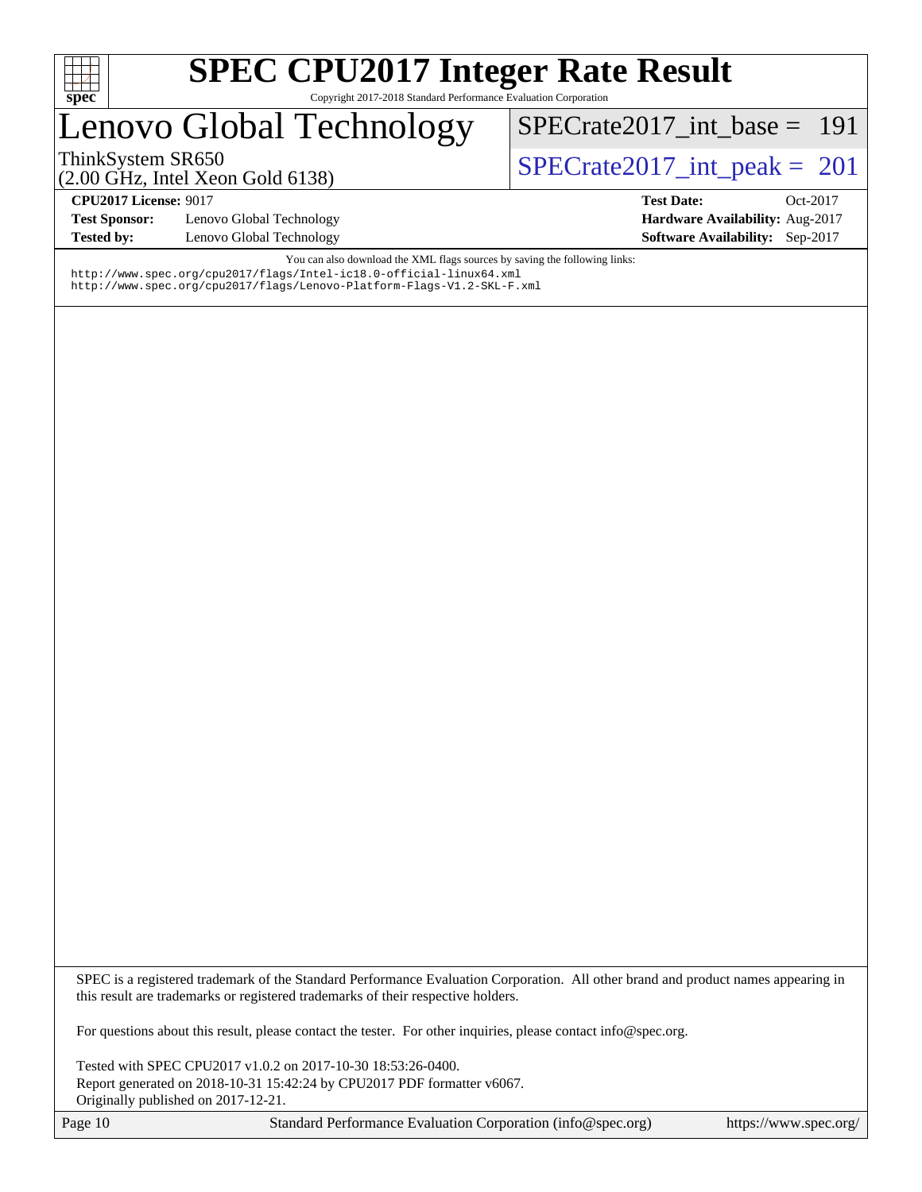You can also download the XML flags sources by saving the following links:

http://www.spec.org/cpu2017/flags/Intel-ic18.0-official-linux64.xml
http://www.spec.org/cpu2017/flags/Lenovo-Platform-Flags-V1.2-SKL-F.xml

SPEC is a registered trademark of the Standard Performance Evaluation Corporation. All other brand and product names appearing in this result are trademarks or registered trademarks of their respective holders.

For questions about this result, please contact the tester. For other inquiries, please contact info@spec.org.

Tested with SPEC CPU2017 v1.0.2 on 2017-10-30 18:53:26-0400.
Report generated on 2018-10-31 15:42:24 by CPU2017 PDF formatter v6067.
Originally published on 2017-12-21.